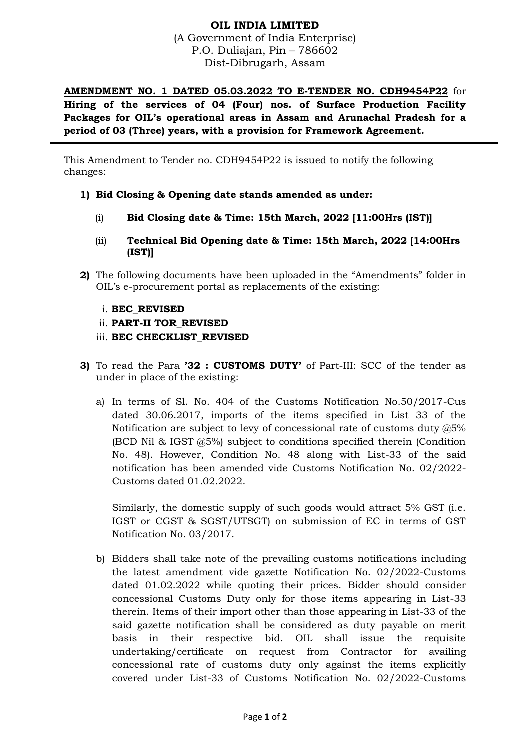**OIL INDIA LIMITED**
(A Government of India Enterprise)
P.O. Duliajan, Pin – 786602
Dist-Dibrugarh, Assam

**AMENDMENT NO. 1 DATED 05.03.2022 TO E-TENDER NO. CDH9454P22** for **Hiring of the services of 04 (Four) nos. of Surface Production Facility Packages for OIL's operational areas in Assam and Arunachal Pradesh for a period of 03 (Three) years, with a provision for Framework Agreement.**

---

This Amendment to Tender no. CDH9454P22 is issued to notify the following changes:

**1) Bid Closing & Opening date stands amended as under:**

(i) **Bid Closing date & Time: 15th March, 2022 [11:00Hrs (IST)]**

(ii) **Technical Bid Opening date & Time: 15th March, 2022 [14:00Hrs (IST)]**

**2)** The following documents have been uploaded in the "Amendments" folder in OIL's e-procurement portal as replacements of the existing:

i. **BEC_REVISED**
ii. **PART-II TOR_REVISED**
iii. **BEC CHECKLIST_REVISED**

**3)** To read the Para **'32 : CUSTOMS DUTY'** of Part-III: SCC of the tender as under in place of the existing:

a) In terms of Sl. No. 404 of the Customs Notification No.50/2017-Cus dated 30.06.2017, imports of the items specified in List 33 of the Notification are subject to levy of concessional rate of customs duty @5% (BCD Nil & IGST @5%) subject to conditions specified therein (Condition No. 48). However, Condition No. 48 along with List-33 of the said notification has been amended vide Customs Notification No. 02/2022-Customs dated 01.02.2022.

Similarly, the domestic supply of such goods would attract 5% GST (i.e. IGST or CGST & SGST/UTSGT) on submission of EC in terms of GST Notification No. 03/2017.

b) Bidders shall take note of the prevailing customs notifications including the latest amendment vide gazette Notification No. 02/2022-Customs dated 01.02.2022 while quoting their prices. Bidder should consider concessional Customs Duty only for those items appearing in List-33 therein. Items of their import other than those appearing in List-33 of the said gazette notification shall be considered as duty payable on merit basis in their respective bid. OIL shall issue the requisite undertaking/certificate on request from Contractor for availing concessional rate of customs duty only against the items explicitly covered under List-33 of Customs Notification No. 02/2022-Customs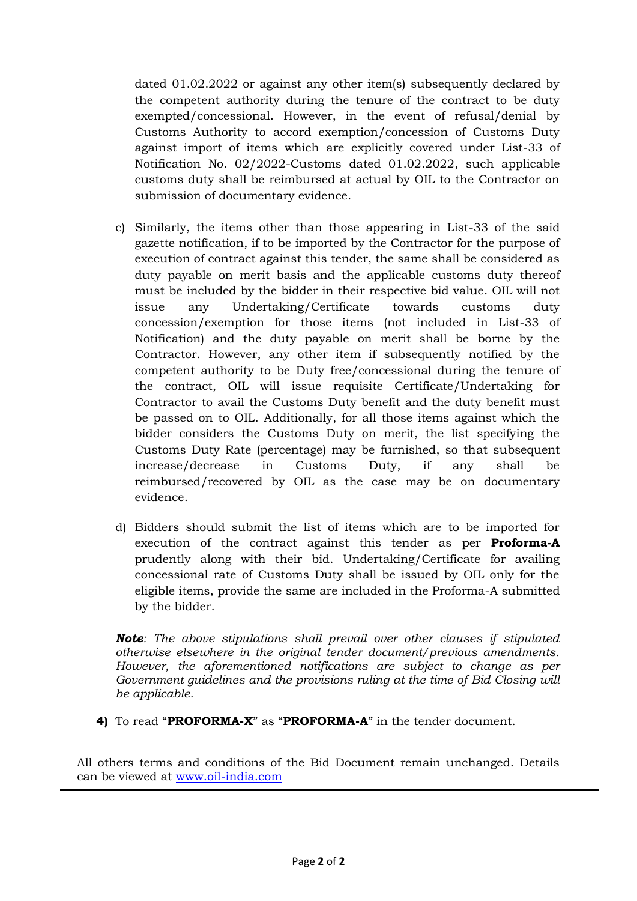dated 01.02.2022 or against any other item(s) subsequently declared by the competent authority during the tenure of the contract to be duty exempted/concessional. However, in the event of refusal/denial by Customs Authority to accord exemption/concession of Customs Duty against import of items which are explicitly covered under List-33 of Notification No. 02/2022-Customs dated 01.02.2022, such applicable customs duty shall be reimbursed at actual by OIL to the Contractor on submission of documentary evidence.

c) Similarly, the items other than those appearing in List-33 of the said gazette notification, if to be imported by the Contractor for the purpose of execution of contract against this tender, the same shall be considered as duty payable on merit basis and the applicable customs duty thereof must be included by the bidder in their respective bid value. OIL will not issue any Undertaking/Certificate towards customs duty concession/exemption for those items (not included in List-33 of Notification) and the duty payable on merit shall be borne by the Contractor. However, any other item if subsequently notified by the competent authority to be Duty free/concessional during the tenure of the contract, OIL will issue requisite Certificate/Undertaking for Contractor to avail the Customs Duty benefit and the duty benefit must be passed on to OIL. Additionally, for all those items against which the bidder considers the Customs Duty on merit, the list specifying the Customs Duty Rate (percentage) may be furnished, so that subsequent increase/decrease in Customs Duty, if any shall be reimbursed/recovered by OIL as the case may be on documentary evidence.

d) Bidders should submit the list of items which are to be imported for execution of the contract against this tender as per **Proforma-A** prudently along with their bid. Undertaking/Certificate for availing concessional rate of Customs Duty shall be issued by OIL only for the eligible items, provide the same are included in the Proforma-A submitted by the bidder.

***Note**: The above stipulations shall prevail over other clauses if stipulated otherwise elsewhere in the original tender document/previous amendments. However, the aforementioned notifications are subject to change as per Government guidelines and the provisions ruling at the time of Bid Closing will be applicable.*

**4)** To read "**PROFORMA-X**" as "**PROFORMA-A**" in the tender document.

All others terms and conditions of the Bid Document remain unchanged. Details can be viewed at [www.oil-india.com](http://www.oil-india.com)